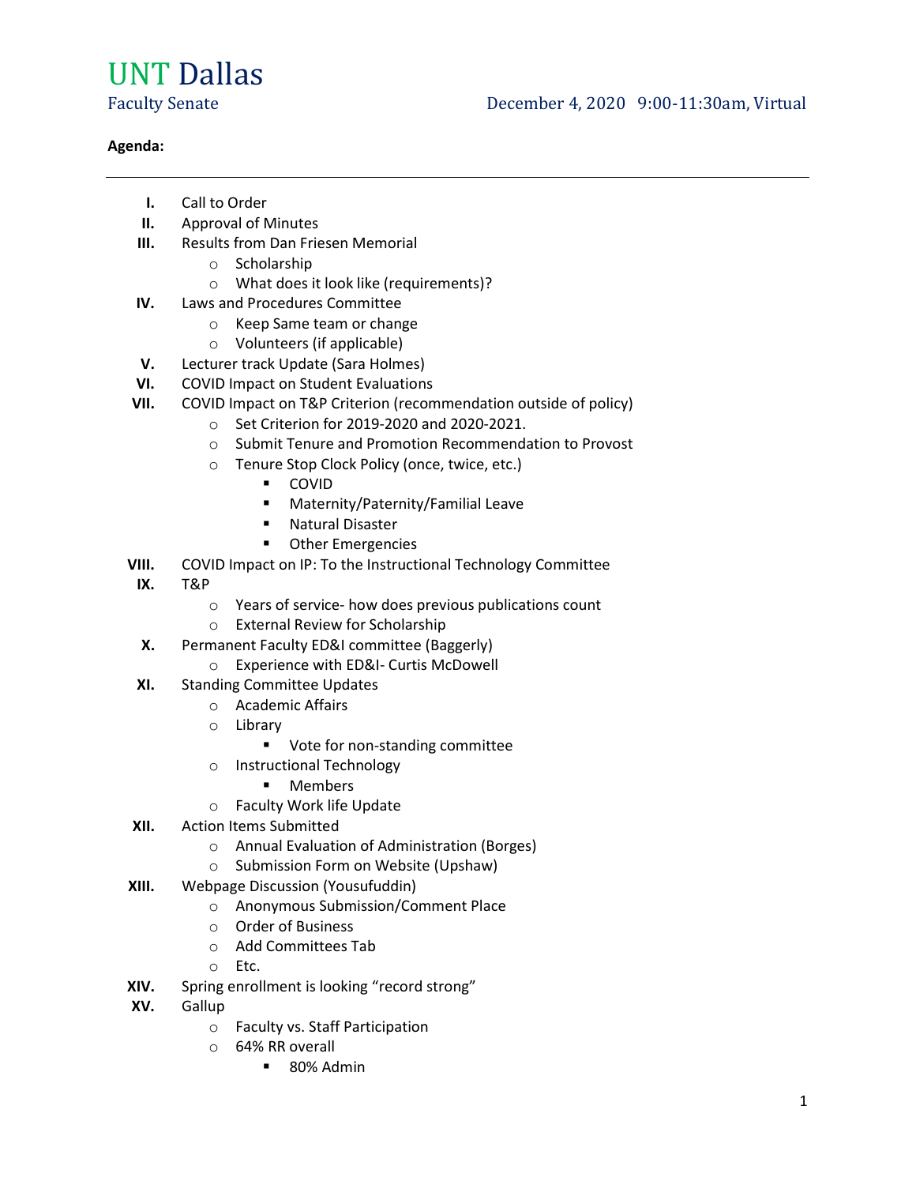# UNT Dallas

Faculty Senate

December 4, 2020 9:00-11:30am, Virtual

**Agenda:**

---

I. Call to Order
II. Approval of Minutes
III. Results from Dan Friesen Memorial
   - Scholarship
   - What does it look like (requirements)?
IV. Laws and Procedures Committee
   - Keep Same team or change
   - Volunteers (if applicable)
V. Lecturer track Update (Sara Holmes)
VI. COVID Impact on Student Evaluations
VII. COVID Impact on T&P Criterion (recommendation outside of policy)
   - Set Criterion for 2019-2020 and 2020-2021.
   - Submit Tenure and Promotion Recommendation to Provost
   - Tenure Stop Clock Policy (once, twice, etc.)
     - COVID
     - Maternity/Paternity/Familial Leave
     - Natural Disaster
     - Other Emergencies
VIII. COVID Impact on IP: To the Instructional Technology Committee
IX. T&P
   - Years of service- how does previous publications count
   - External Review for Scholarship
X. Permanent Faculty ED&I committee (Baggerly)
   - Experience with ED&I- Curtis McDowell
XI. Standing Committee Updates
   - Academic Affairs
   - Library
     - Vote for non-standing committee
   - Instructional Technology
     - Members
   - Faculty Work life Update
XII. Action Items Submitted
   - Annual Evaluation of Administration (Borges)
   - Submission Form on Website (Upshaw)
XIII. Webpage Discussion (Yousufuddin)
   - Anonymous Submission/Comment Place
   - Order of Business
   - Add Committees Tab
   - Etc.
XIV. Spring enrollment is looking "record strong"
XV. Gallup
   - Faculty vs. Staff Participation
   - 64% RR overall
     - 80% Admin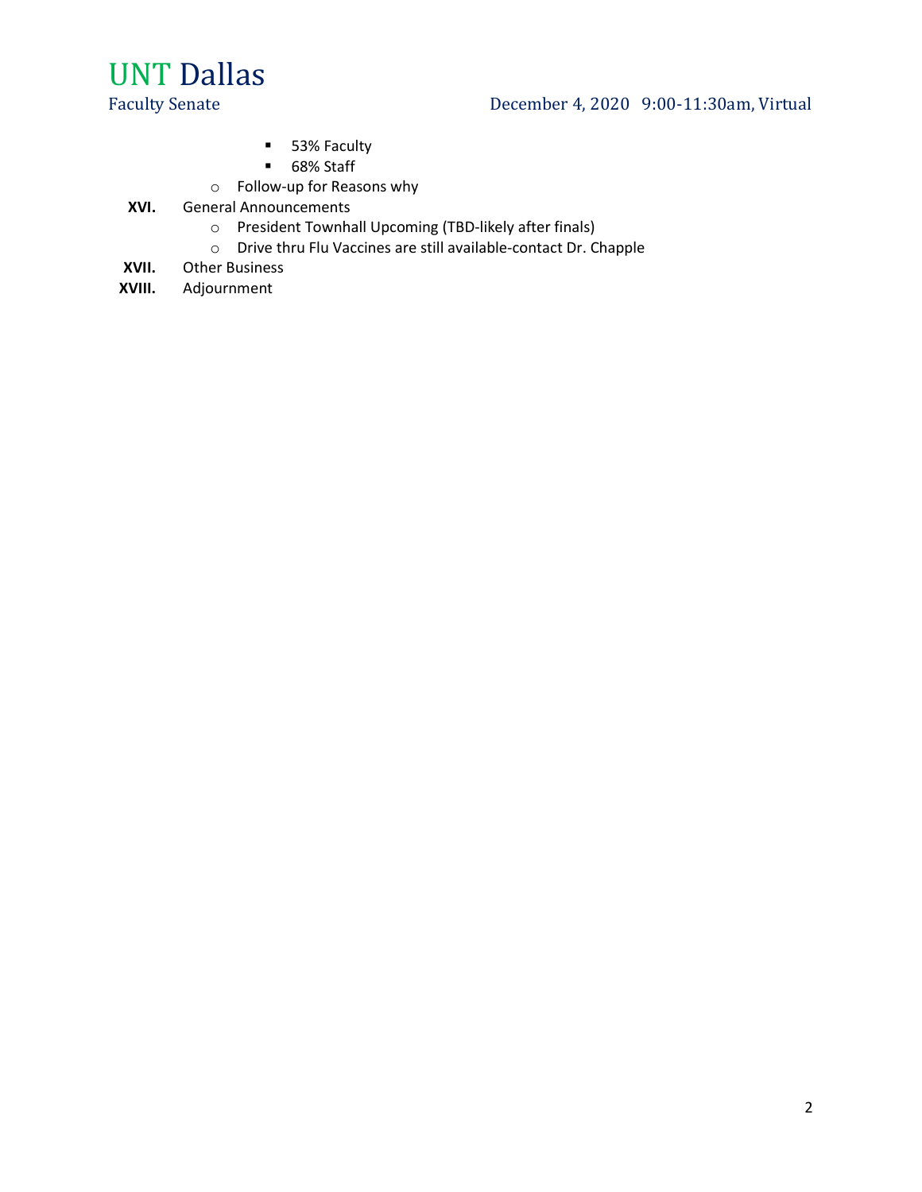- 53% Faculty
        - 68% Staff
    - Follow-up for Reasons why

**XVI.** General Announcements

- President Townhall Upcoming (TBD-likely after finals)
- Drive thru Flu Vaccines are still available-contact Dr. Chapple

**XVII.** Other Business

**XVIII.** Adjournment